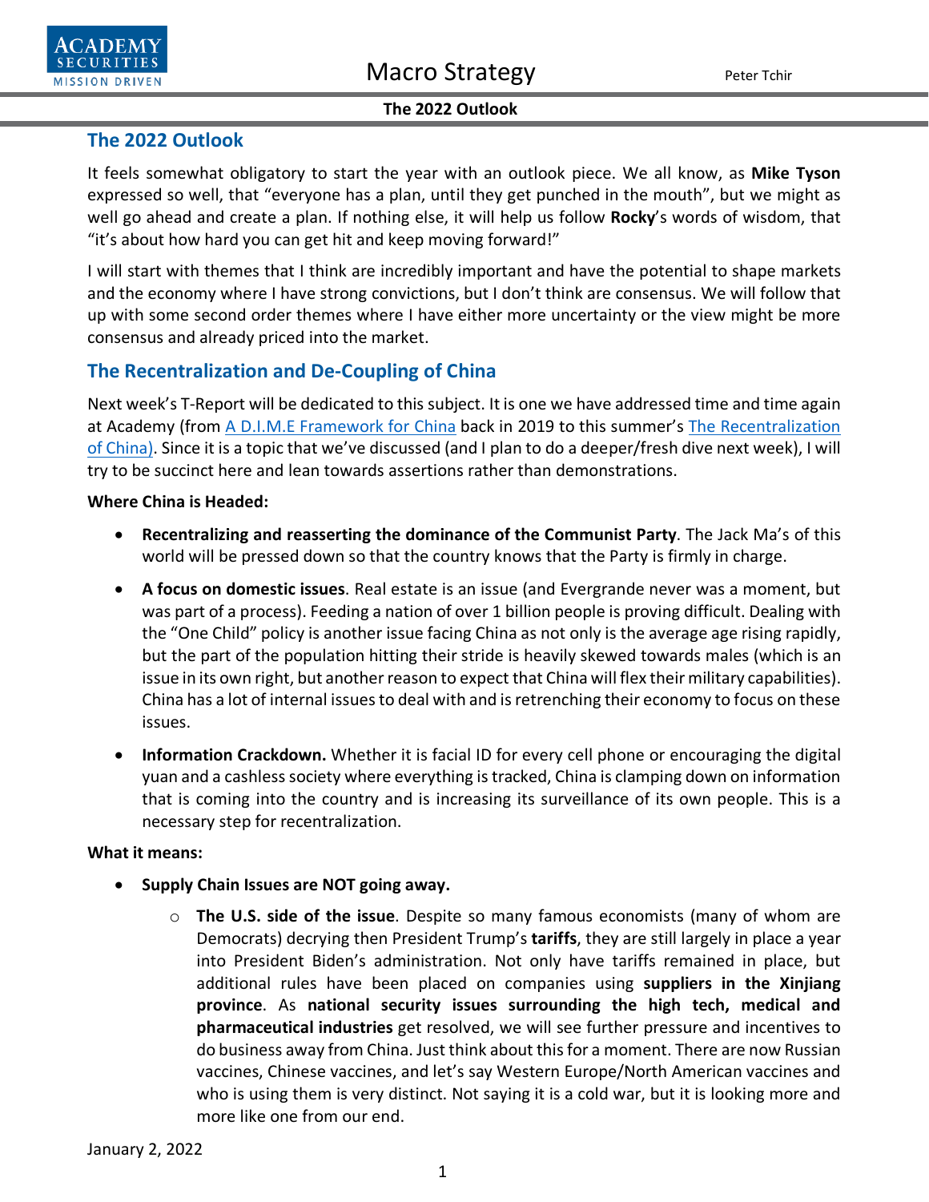## The 2022 Outlook

It feels somewhat obligatory to start the year with an outlook piece. We all know, as **Mike Tyson** expressed so well, that "everyone has a plan, until they get punched in the mouth", but we might as well go ahead and create a plan. If nothing else, it will help us follow **Rocky**'s words of wisdom, that "it's about how hard you can get hit and keep moving forward!"

I will start with themes that I think are incredibly important and have the potential to shape markets and the economy where I have strong convictions, but I don't think are consensus. We will follow that up with some second order themes where I have either more uncertainty or the view might be more consensus and already priced into the market.

## The Recentralization and De-Coupling of China

Next week's T-Report will be dedicated to this subject. It is one we have addressed time and time again at Academy (from A D.I.M.E Framework for China back in 2019 to this summer's The Recentralization of China). Since it is a topic that we've discussed (and I plan to do a deeper/fresh dive next week), I will try to be succinct here and lean towards assertions rather than demonstrations.

**Where China is Headed:**

- **Recentralizing and reasserting the dominance of the Communist Party**. The Jack Ma's of this world will be pressed down so that the country knows that the Party is firmly in charge.
- **A focus on domestic issues**. Real estate is an issue (and Evergrande never was a moment, but was part of a process). Feeding a nation of over 1 billion people is proving difficult. Dealing with the "One Child" policy is another issue facing China as not only is the average age rising rapidly, but the part of the population hitting their stride is heavily skewed towards males (which is an issue in its own right, but another reason to expect that China will flex their military capabilities). China has a lot of internal issues to deal with and is retrenching their economy to focus on these issues.
- **Information Crackdown.** Whether it is facial ID for every cell phone or encouraging the digital yuan and a cashless society where everything is tracked, China is clamping down on information that is coming into the country and is increasing its surveillance of its own people. This is a necessary step for recentralization.

**What it means:**

- **Supply Chain Issues are NOT going away.**
  - **The U.S. side of the issue**. Despite so many famous economists (many of whom are Democrats) decrying then President Trump's **tariffs**, they are still largely in place a year into President Biden's administration. Not only have tariffs remained in place, but additional rules have been placed on companies using **suppliers in the Xinjiang province**. As **national security issues surrounding the high tech, medical and pharmaceutical industries** get resolved, we will see further pressure and incentives to do business away from China. Just think about this for a moment. There are now Russian vaccines, Chinese vaccines, and let's say Western Europe/North American vaccines and who is using them is very distinct. Not saying it is a cold war, but it is looking more and more like one from our end.

January 2, 2022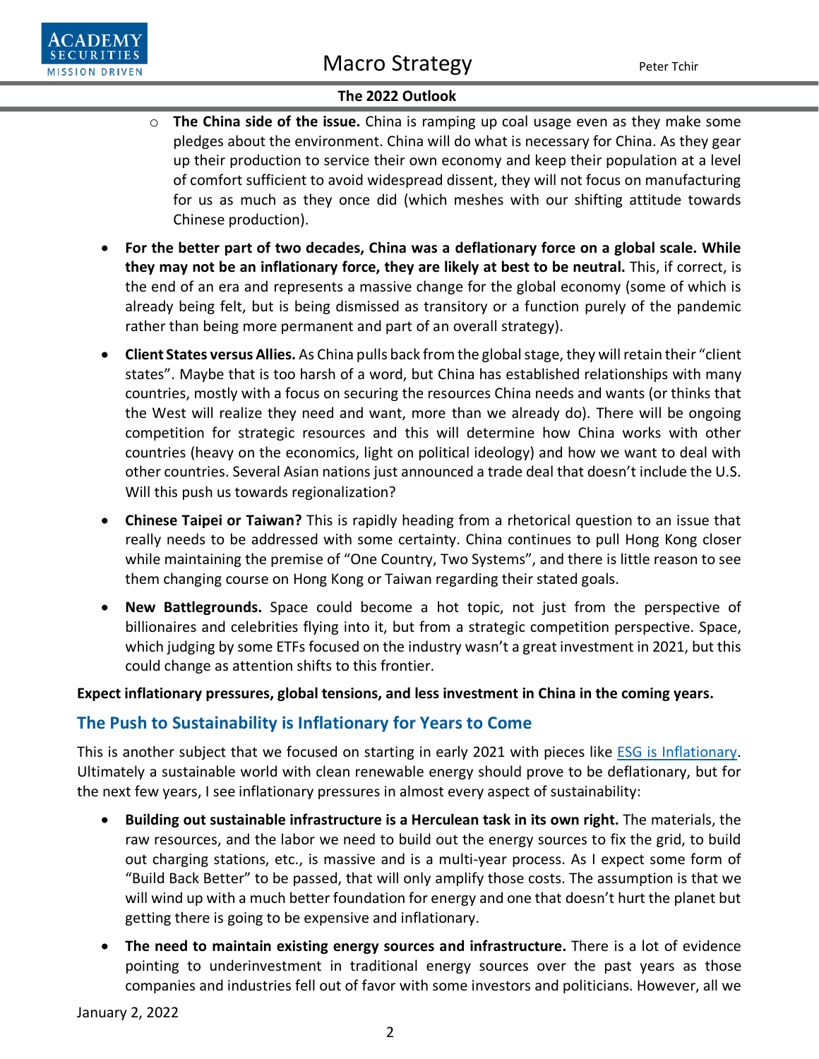- **The China side of the issue.** China is ramping up coal usage even as they make some pledges about the environment. China will do what is necessary for China. As they gear up their production to service their own economy and keep their population at a level of comfort sufficient to avoid widespread dissent, they will not focus on manufacturing for us as much as they once did (which meshes with our shifting attitude towards Chinese production).

- **For the better part of two decades, China was a deflationary force on a global scale. While they may not be an inflationary force, they are likely at best to be neutral.** This, if correct, is the end of an era and represents a massive change for the global economy (some of which is already being felt, but is being dismissed as transitory or a function purely of the pandemic rather than being more permanent and part of an overall strategy).
- **Client States versus Allies.** As China pulls back from the global stage, they will retain their "client states". Maybe that is too harsh of a word, but China has established relationships with many countries, mostly with a focus on securing the resources China needs and wants (or thinks that the West will realize they need and want, more than we already do). There will be ongoing competition for strategic resources and this will determine how China works with other countries (heavy on the economics, light on political ideology) and how we want to deal with other countries. Several Asian nations just announced a trade deal that doesn't include the U.S. Will this push us towards regionalization?
- **Chinese Taipei or Taiwan?** This is rapidly heading from a rhetorical question to an issue that really needs to be addressed with some certainty. China continues to pull Hong Kong closer while maintaining the premise of "One Country, Two Systems", and there is little reason to see them changing course on Hong Kong or Taiwan regarding their stated goals.
- **New Battlegrounds.** Space could become a hot topic, not just from the perspective of billionaires and celebrities flying into it, but from a strategic competition perspective. Space, which judging by some ETFs focused on the industry wasn't a great investment in 2021, but this could change as attention shifts to this frontier.

**Expect inflationary pressures, global tensions, and less investment in China in the coming years.**

## The Push to Sustainability is Inflationary for Years to Come

This is another subject that we focused on starting in early 2021 with pieces like ESG is Inflationary. Ultimately a sustainable world with clean renewable energy should prove to be deflationary, but for the next few years, I see inflationary pressures in almost every aspect of sustainability:

- **Building out sustainable infrastructure is a Herculean task in its own right.** The materials, the raw resources, and the labor we need to build out the energy sources to fix the grid, to build out charging stations, etc., is massive and is a multi-year process. As I expect some form of "Build Back Better" to be passed, that will only amplify those costs. The assumption is that we will wind up with a much better foundation for energy and one that doesn't hurt the planet but getting there is going to be expensive and inflationary.
- **The need to maintain existing energy sources and infrastructure.** There is a lot of evidence pointing to underinvestment in traditional energy sources over the past years as those companies and industries fell out of favor with some investors and politicians. However, all we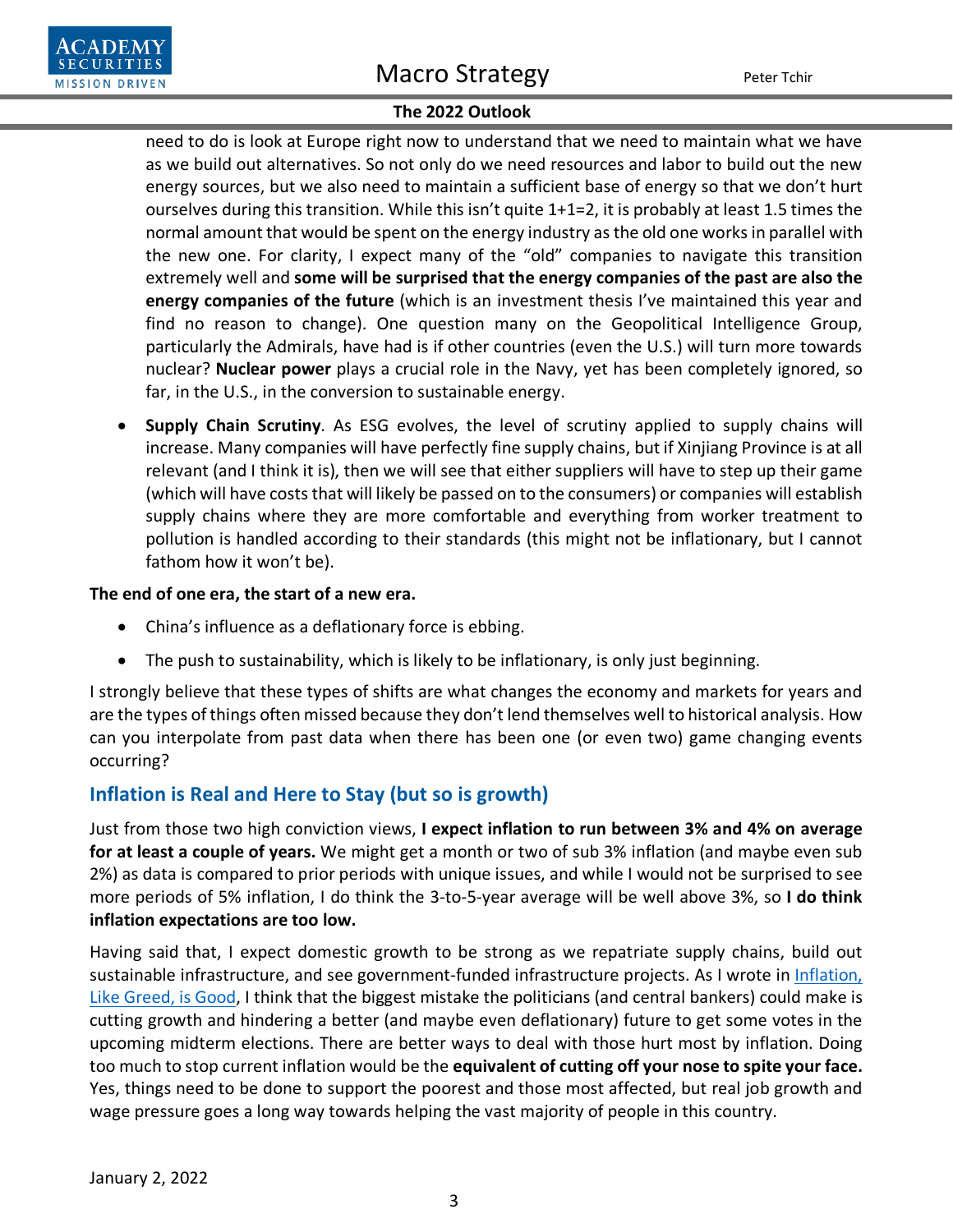need to do is look at Europe right now to understand that we need to maintain what we have as we build out alternatives. So not only do we need resources and labor to build out the new energy sources, but we also need to maintain a sufficient base of energy so that we don't hurt ourselves during this transition. While this isn't quite 1+1=2, it is probably at least 1.5 times the normal amount that would be spent on the energy industry as the old one works in parallel with the new one. For clarity, I expect many of the "old" companies to navigate this transition extremely well and **some will be surprised that the energy companies of the past are also the energy companies of the future** (which is an investment thesis I've maintained this year and find no reason to change). One question many on the Geopolitical Intelligence Group, particularly the Admirals, have had is if other countries (even the U.S.) will turn more towards nuclear? **Nuclear power** plays a crucial role in the Navy, yet has been completely ignored, so far, in the U.S., in the conversion to sustainable energy.

- **Supply Chain Scrutiny**. As ESG evolves, the level of scrutiny applied to supply chains will increase. Many companies will have perfectly fine supply chains, but if Xinjiang Province is at all relevant (and I think it is), then we will see that either suppliers will have to step up their game (which will have costs that will likely be passed on to the consumers) or companies will establish supply chains where they are more comfortable and everything from worker treatment to pollution is handled according to their standards (this might not be inflationary, but I cannot fathom how it won't be).

**The end of one era, the start of a new era.**

- China's influence as a deflationary force is ebbing.
- The push to sustainability, which is likely to be inflationary, is only just beginning.

I strongly believe that these types of shifts are what changes the economy and markets for years and are the types of things often missed because they don't lend themselves well to historical analysis. How can you interpolate from past data when there has been one (or even two) game changing events occurring?

## Inflation is Real and Here to Stay (but so is growth)

Just from those two high conviction views, **I expect inflation to run between 3% and 4% on average for at least a couple of years.** We might get a month or two of sub 3% inflation (and maybe even sub 2%) as data is compared to prior periods with unique issues, and while I would not be surprised to see more periods of 5% inflation, I do think the 3-to-5-year average will be well above 3%, so **I do think inflation expectations are too low.**

Having said that, I expect domestic growth to be strong as we repatriate supply chains, build out sustainable infrastructure, and see government-funded infrastructure projects. As I wrote in Inflation, Like Greed, is Good, I think that the biggest mistake the politicians (and central bankers) could make is cutting growth and hindering a better (and maybe even deflationary) future to get some votes in the upcoming midterm elections. There are better ways to deal with those hurt most by inflation. Doing too much to stop current inflation would be the **equivalent of cutting off your nose to spite your face.** Yes, things need to be done to support the poorest and those most affected, but real job growth and wage pressure goes a long way towards helping the vast majority of people in this country.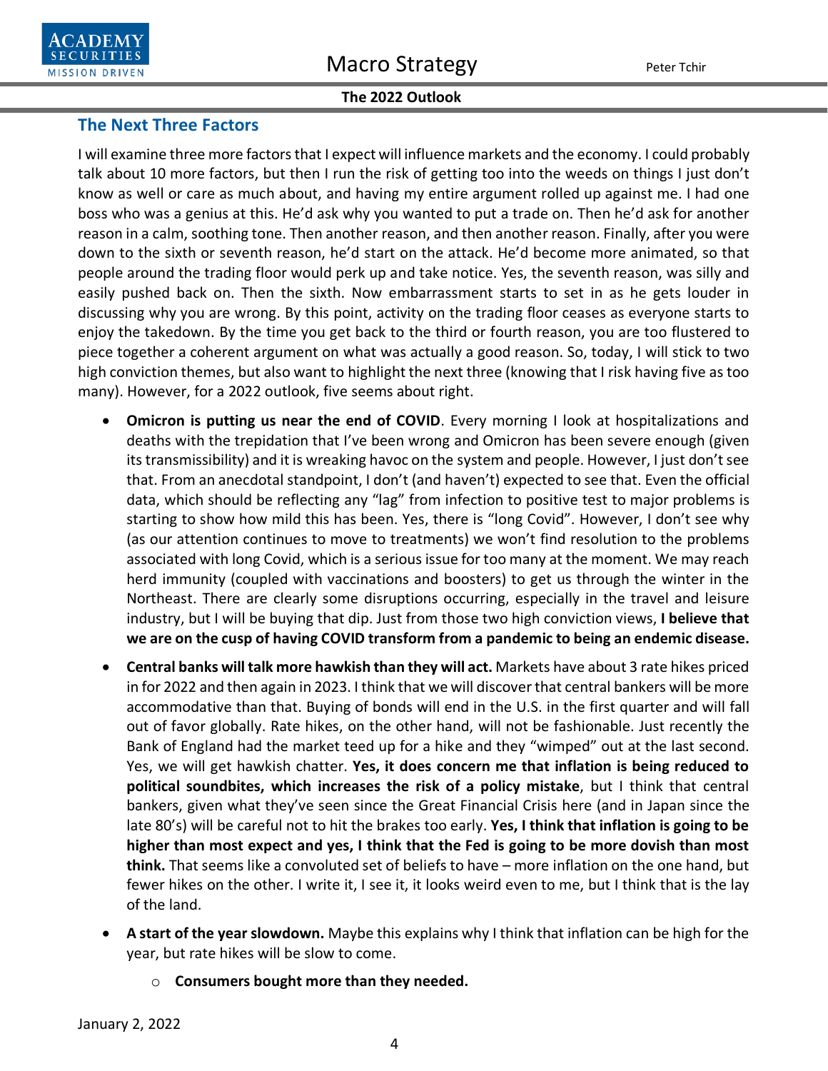## The Next Three Factors

I will examine three more factors that I expect will influence markets and the economy. I could probably talk about 10 more factors, but then I run the risk of getting too into the weeds on things I just don't know as well or care as much about, and having my entire argument rolled up against me. I had one boss who was a genius at this. He'd ask why you wanted to put a trade on. Then he'd ask for another reason in a calm, soothing tone. Then another reason, and then another reason. Finally, after you were down to the sixth or seventh reason, he'd start on the attack. He'd become more animated, so that people around the trading floor would perk up and take notice. Yes, the seventh reason, was silly and easily pushed back on. Then the sixth. Now embarrassment starts to set in as he gets louder in discussing why you are wrong. By this point, activity on the trading floor ceases as everyone starts to enjoy the takedown. By the time you get back to the third or fourth reason, you are too flustered to piece together a coherent argument on what was actually a good reason. So, today, I will stick to two high conviction themes, but also want to highlight the next three (knowing that I risk having five as too many). However, for a 2022 outlook, five seems about right.

- **Omicron is putting us near the end of COVID**. Every morning I look at hospitalizations and deaths with the trepidation that I've been wrong and Omicron has been severe enough (given its transmissibility) and it is wreaking havoc on the system and people. However, I just don't see that. From an anecdotal standpoint, I don't (and haven't) expected to see that. Even the official data, which should be reflecting any "lag" from infection to positive test to major problems is starting to show how mild this has been. Yes, there is "long Covid". However, I don't see why (as our attention continues to move to treatments) we won't find resolution to the problems associated with long Covid, which is a serious issue for too many at the moment. We may reach herd immunity (coupled with vaccinations and boosters) to get us through the winter in the Northeast. There are clearly some disruptions occurring, especially in the travel and leisure industry, but I will be buying that dip. Just from those two high conviction views, **I believe that we are on the cusp of having COVID transform from a pandemic to being an endemic disease.**
- **Central banks will talk more hawkish than they will act.** Markets have about 3 rate hikes priced in for 2022 and then again in 2023. I think that we will discover that central bankers will be more accommodative than that. Buying of bonds will end in the U.S. in the first quarter and will fall out of favor globally. Rate hikes, on the other hand, will not be fashionable. Just recently the Bank of England had the market teed up for a hike and they "wimped" out at the last second. Yes, we will get hawkish chatter. **Yes, it does concern me that inflation is being reduced to political soundbites, which increases the risk of a policy mistake**, but I think that central bankers, given what they've seen since the Great Financial Crisis here (and in Japan since the late 80's) will be careful not to hit the brakes too early. **Yes, I think that inflation is going to be higher than most expect and yes, I think that the Fed is going to be more dovish than most think.** That seems like a convoluted set of beliefs to have – more inflation on the one hand, but fewer hikes on the other. I write it, I see it, it looks weird even to me, but I think that is the lay of the land.
- **A start of the year slowdown.** Maybe this explains why I think that inflation can be high for the year, but rate hikes will be slow to come.
  - **Consumers bought more than they needed.**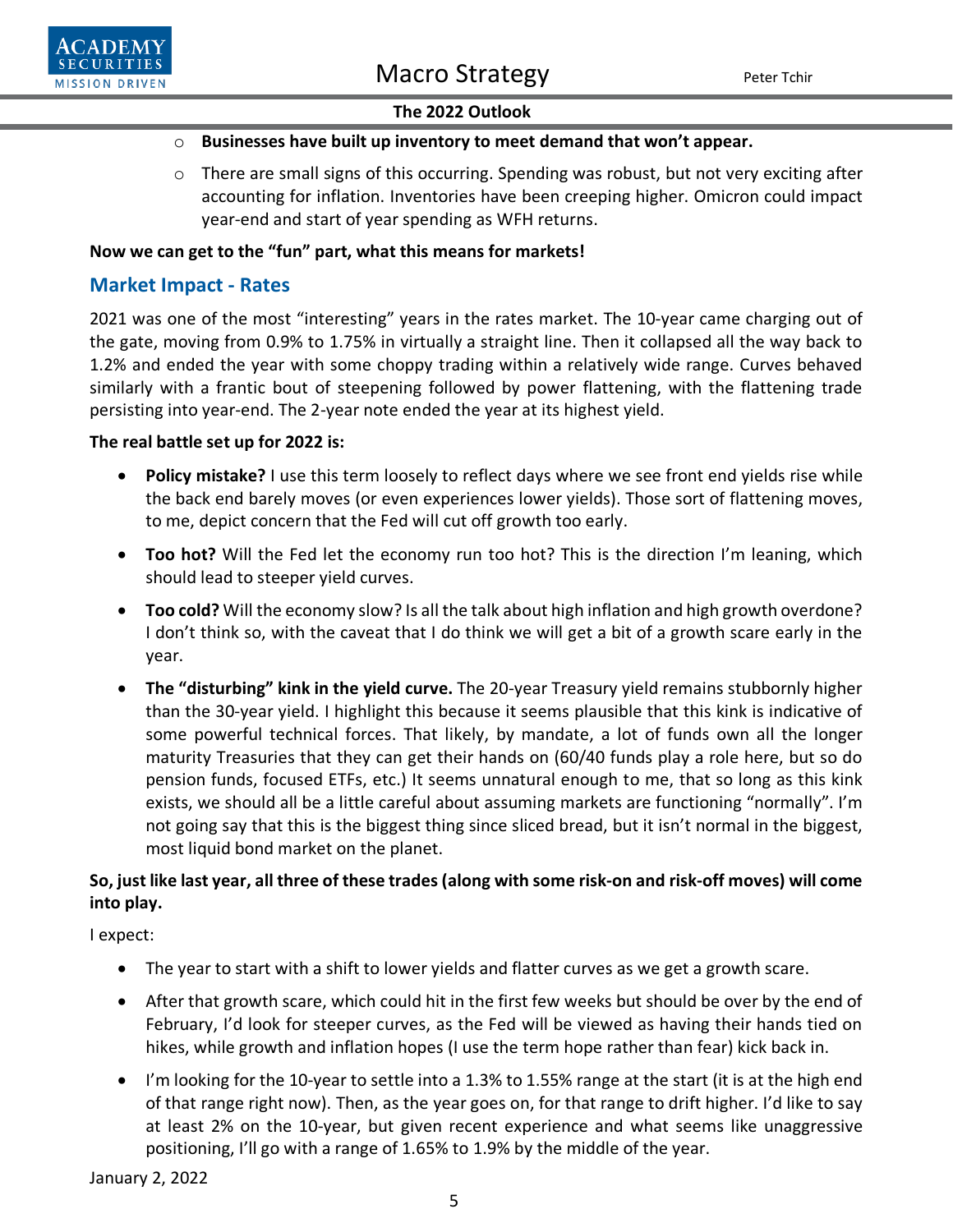- **Businesses have built up inventory to meet demand that won't appear.**
- There are small signs of this occurring. Spending was robust, but not very exciting after accounting for inflation. Inventories have been creeping higher. Omicron could impact year-end and start of year spending as WFH returns.

**Now we can get to the "fun" part, what this means for markets!**

## Market Impact - Rates

2021 was one of the most "interesting" years in the rates market. The 10-year came charging out of the gate, moving from 0.9% to 1.75% in virtually a straight line. Then it collapsed all the way back to 1.2% and ended the year with some choppy trading within a relatively wide range. Curves behaved similarly with a frantic bout of steepening followed by power flattening, with the flattening trade persisting into year-end. The 2-year note ended the year at its highest yield.

**The real battle set up for 2022 is:**

- **Policy mistake?** I use this term loosely to reflect days where we see front end yields rise while the back end barely moves (or even experiences lower yields). Those sort of flattening moves, to me, depict concern that the Fed will cut off growth too early.
- **Too hot?** Will the Fed let the economy run too hot? This is the direction I'm leaning, which should lead to steeper yield curves.
- **Too cold?** Will the economy slow? Is all the talk about high inflation and high growth overdone? I don't think so, with the caveat that I do think we will get a bit of a growth scare early in the year.
- **The "disturbing" kink in the yield curve.** The 20-year Treasury yield remains stubbornly higher than the 30-year yield. I highlight this because it seems plausible that this kink is indicative of some powerful technical forces. That likely, by mandate, a lot of funds own all the longer maturity Treasuries that they can get their hands on (60/40 funds play a role here, but so do pension funds, focused ETFs, etc.) It seems unnatural enough to me, that so long as this kink exists, we should all be a little careful about assuming markets are functioning "normally". I'm not going say that this is the biggest thing since sliced bread, but it isn't normal in the biggest, most liquid bond market on the planet.

**So, just like last year, all three of these trades (along with some risk-on and risk-off moves) will come into play.**

I expect:

- The year to start with a shift to lower yields and flatter curves as we get a growth scare.
- After that growth scare, which could hit in the first few weeks but should be over by the end of February, I'd look for steeper curves, as the Fed will be viewed as having their hands tied on hikes, while growth and inflation hopes (I use the term hope rather than fear) kick back in.
- I'm looking for the 10-year to settle into a 1.3% to 1.55% range at the start (it is at the high end of that range right now). Then, as the year goes on, for that range to drift higher. I'd like to say at least 2% on the 10-year, but given recent experience and what seems like unaggressive positioning, I'll go with a range of 1.65% to 1.9% by the middle of the year.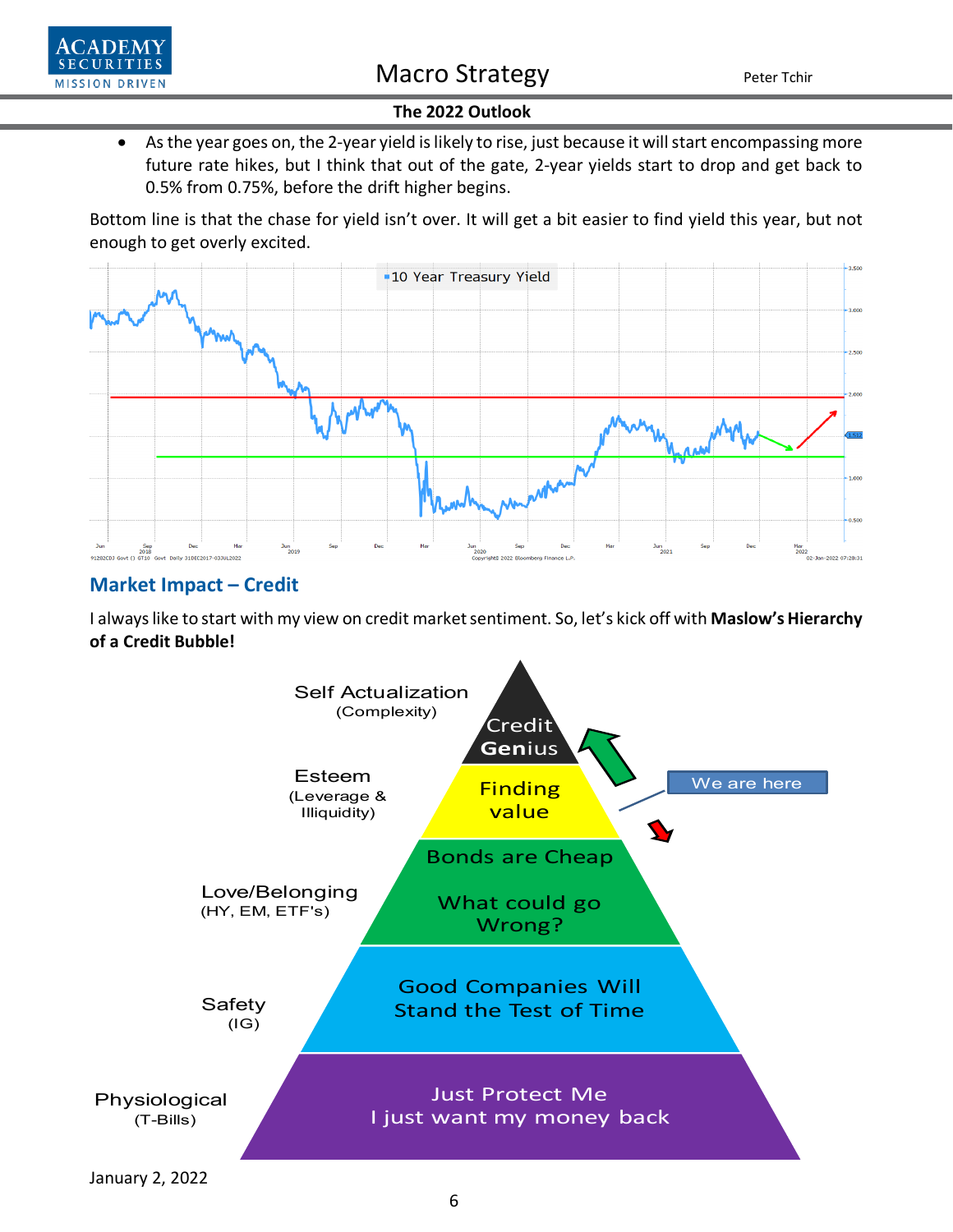- As the year goes on, the 2-year yield is likely to rise, just because it will start encompassing more future rate hikes, but I think that out of the gate, 2-year yields start to drop and get back to 0.5% from 0.75%, before the drift higher begins.

Bottom line is that the chase for yield isn't over. It will get a bit easier to find yield this year, but not enough to get overly excited.

## Market Impact – Credit

I always like to start with my view on credit market sentiment. So, let's kick off with **Maslow's Hierarchy of a Credit Bubble!**

| Level | Description |
| --- | --- |
| Self Actualization (Complexity) | Credit Genius |
| Esteem (Leverage & Illiquidity) | Finding value |
| Love/Belonging (HY, EM, ETF's) | Bonds are Cheap / What could go Wrong? |
| Safety (IG) | Good Companies Will Stand the Test of Time |
| Physiological (T-Bills) | Just Protect Me / I just want my money back |

We are here: Finding value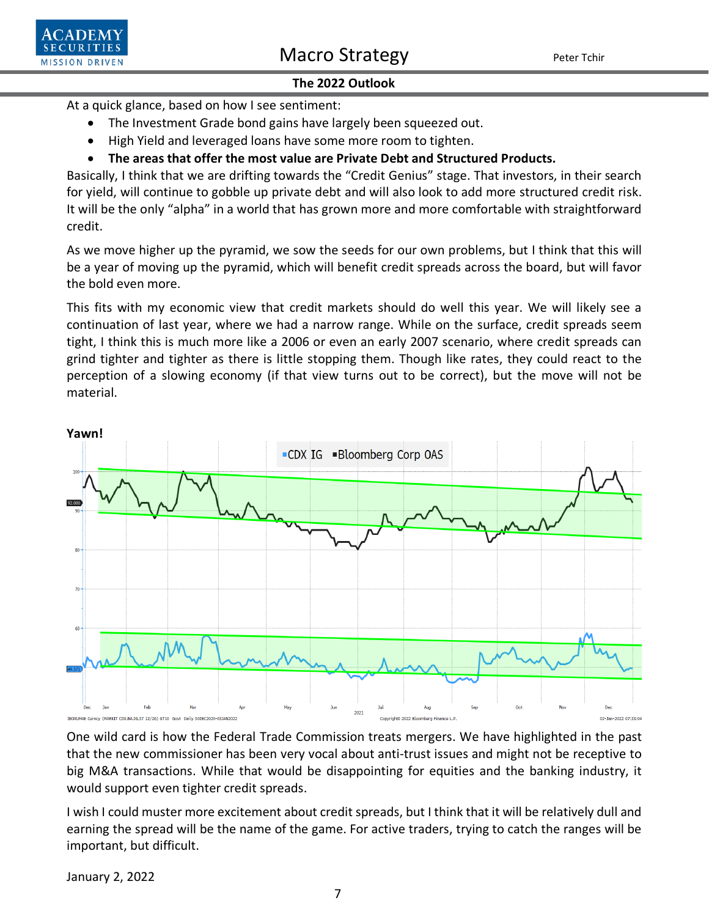At a quick glance, based on how I see sentiment:

- The Investment Grade bond gains have largely been squeezed out.
- High Yield and leveraged loans have some more room to tighten.
- **The areas that offer the most value are Private Debt and Structured Products.**

Basically, I think that we are drifting towards the "Credit Genius" stage. That investors, in their search for yield, will continue to gobble up private debt and will also look to add more structured credit risk. It will be the only "alpha" in a world that has grown more and more comfortable with straightforward credit.

As we move higher up the pyramid, we sow the seeds for our own problems, but I think that this will be a year of moving up the pyramid, which will benefit credit spreads across the board, but will favor the bold even more.

This fits with my economic view that credit markets should do well this year. We will likely see a continuation of last year, where we had a narrow range. While on the surface, credit spreads seem tight, I think this is much more like a 2006 or even an early 2007 scenario, where credit spreads can grind tighter and tighter as there is little stopping them. Though like rates, they could react to the perception of a slowing economy (if that view turns out to be correct), but the move will not be material.

**Yawn!**

One wild card is how the Federal Trade Commission treats mergers. We have highlighted in the past that the new commissioner has been very vocal about anti-trust issues and might not be receptive to big M&A transactions. While that would be disappointing for equities and the banking industry, it would support even tighter credit spreads.

I wish I could muster more excitement about credit spreads, but I think that it will be relatively dull and earning the spread will be the name of the game. For active traders, trying to catch the ranges will be important, but difficult.

January 2, 2022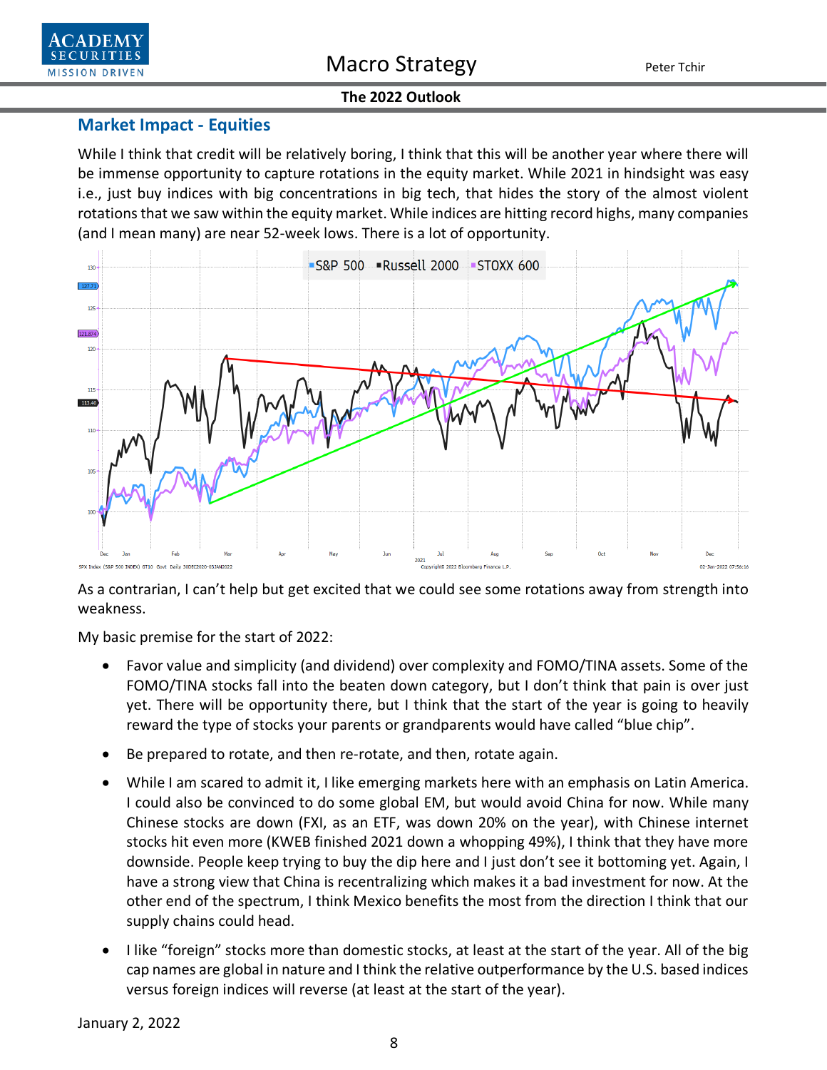## Market Impact - Equities

While I think that credit will be relatively boring, I think that this will be another year where there will be immense opportunity to capture rotations in the equity market. While 2021 in hindsight was easy i.e., just buy indices with big concentrations in big tech, that hides the story of the almost violent rotations that we saw within the equity market. While indices are hitting record highs, many companies (and I mean many) are near 52-week lows. There is a lot of opportunity.

As a contrarian, I can't help but get excited that we could see some rotations away from strength into weakness.

My basic premise for the start of 2022:

- Favor value and simplicity (and dividend) over complexity and FOMO/TINA assets. Some of the FOMO/TINA stocks fall into the beaten down category, but I don't think that pain is over just yet. There will be opportunity there, but I think that the start of the year is going to heavily reward the type of stocks your parents or grandparents would have called "blue chip".
- Be prepared to rotate, and then re-rotate, and then, rotate again.
- While I am scared to admit it, I like emerging markets here with an emphasis on Latin America. I could also be convinced to do some global EM, but would avoid China for now. While many Chinese stocks are down (FXI, as an ETF, was down 20% on the year), with Chinese internet stocks hit even more (KWEB finished 2021 down a whopping 49%), I think that they have more downside. People keep trying to buy the dip here and I just don't see it bottoming yet. Again, I have a strong view that China is recentralizing which makes it a bad investment for now. At the other end of the spectrum, I think Mexico benefits the most from the direction I think that our supply chains could head.
- I like "foreign" stocks more than domestic stocks, at least at the start of the year. All of the big cap names are global in nature and I think the relative outperformance by the U.S. based indices versus foreign indices will reverse (at least at the start of the year).

January 2, 2022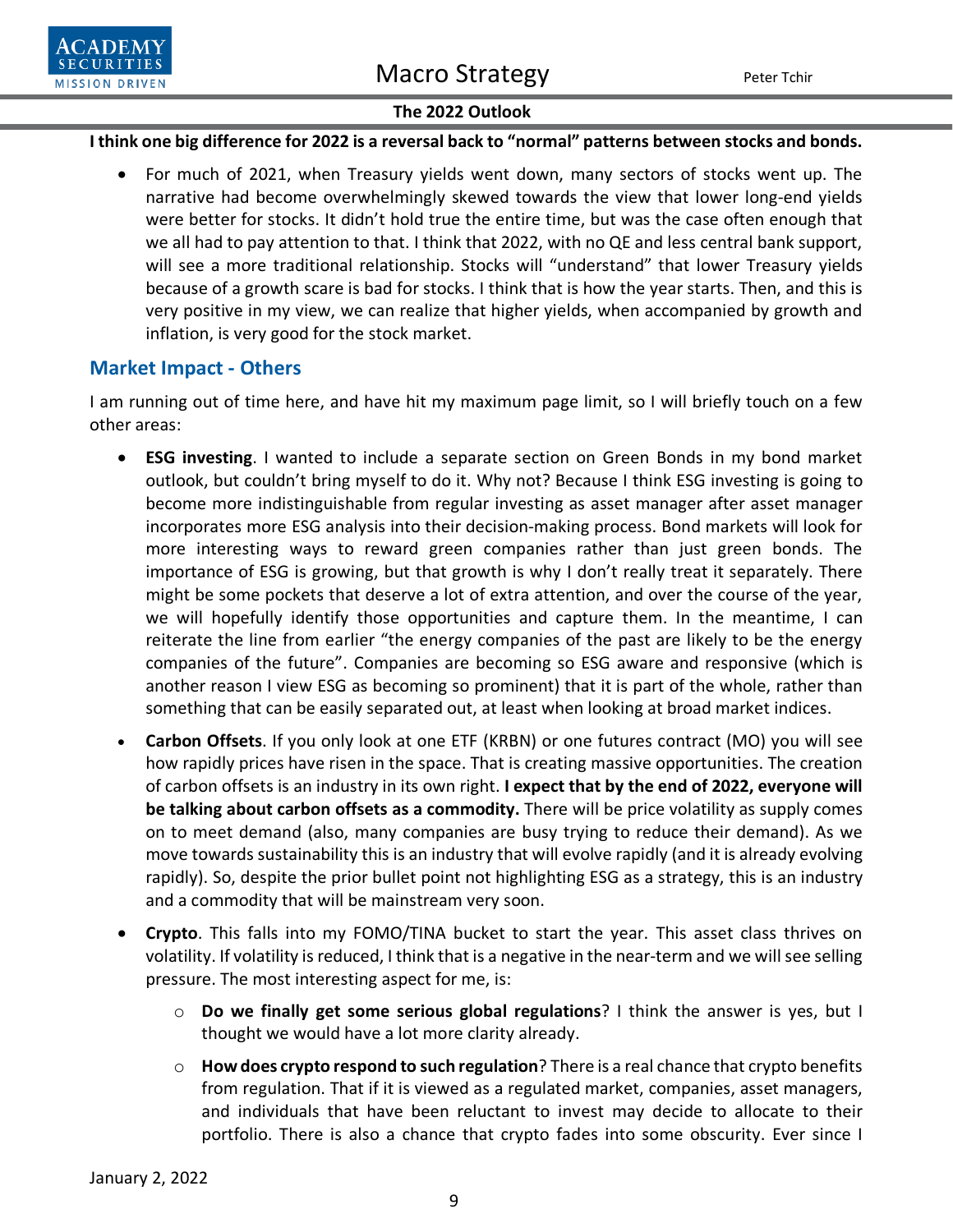**I think one big difference for 2022 is a reversal back to "normal" patterns between stocks and bonds.**

- For much of 2021, when Treasury yields went down, many sectors of stocks went up. The narrative had become overwhelmingly skewed towards the view that lower long-end yields were better for stocks. It didn't hold true the entire time, but was the case often enough that we all had to pay attention to that. I think that 2022, with no QE and less central bank support, will see a more traditional relationship. Stocks will "understand" that lower Treasury yields because of a growth scare is bad for stocks. I think that is how the year starts. Then, and this is very positive in my view, we can realize that higher yields, when accompanied by growth and inflation, is very good for the stock market.

## Market Impact - Others

I am running out of time here, and have hit my maximum page limit, so I will briefly touch on a few other areas:

- **ESG investing**. I wanted to include a separate section on Green Bonds in my bond market outlook, but couldn't bring myself to do it. Why not? Because I think ESG investing is going to become more indistinguishable from regular investing as asset manager after asset manager incorporates more ESG analysis into their decision-making process. Bond markets will look for more interesting ways to reward green companies rather than just green bonds. The importance of ESG is growing, but that growth is why I don't really treat it separately. There might be some pockets that deserve a lot of extra attention, and over the course of the year, we will hopefully identify those opportunities and capture them. In the meantime, I can reiterate the line from earlier "the energy companies of the past are likely to be the energy companies of the future". Companies are becoming so ESG aware and responsive (which is another reason I view ESG as becoming so prominent) that it is part of the whole, rather than something that can be easily separated out, at least when looking at broad market indices.
- **Carbon Offsets**. If you only look at one ETF (KRBN) or one futures contract (MO) you will see how rapidly prices have risen in the space. That is creating massive opportunities. The creation of carbon offsets is an industry in its own right. **I expect that by the end of 2022, everyone will be talking about carbon offsets as a commodity.** There will be price volatility as supply comes on to meet demand (also, many companies are busy trying to reduce their demand). As we move towards sustainability this is an industry that will evolve rapidly (and it is already evolving rapidly). So, despite the prior bullet point not highlighting ESG as a strategy, this is an industry and a commodity that will be mainstream very soon.
- **Crypto**. This falls into my FOMO/TINA bucket to start the year. This asset class thrives on volatility. If volatility is reduced, I think that is a negative in the near-term and we will see selling pressure. The most interesting aspect for me, is:
  - **Do we finally get some serious global regulations**? I think the answer is yes, but I thought we would have a lot more clarity already.
  - **How does crypto respond to such regulation**? There is a real chance that crypto benefits from regulation. That if it is viewed as a regulated market, companies, asset managers, and individuals that have been reluctant to invest may decide to allocate to their portfolio. There is also a chance that crypto fades into some obscurity. Ever since I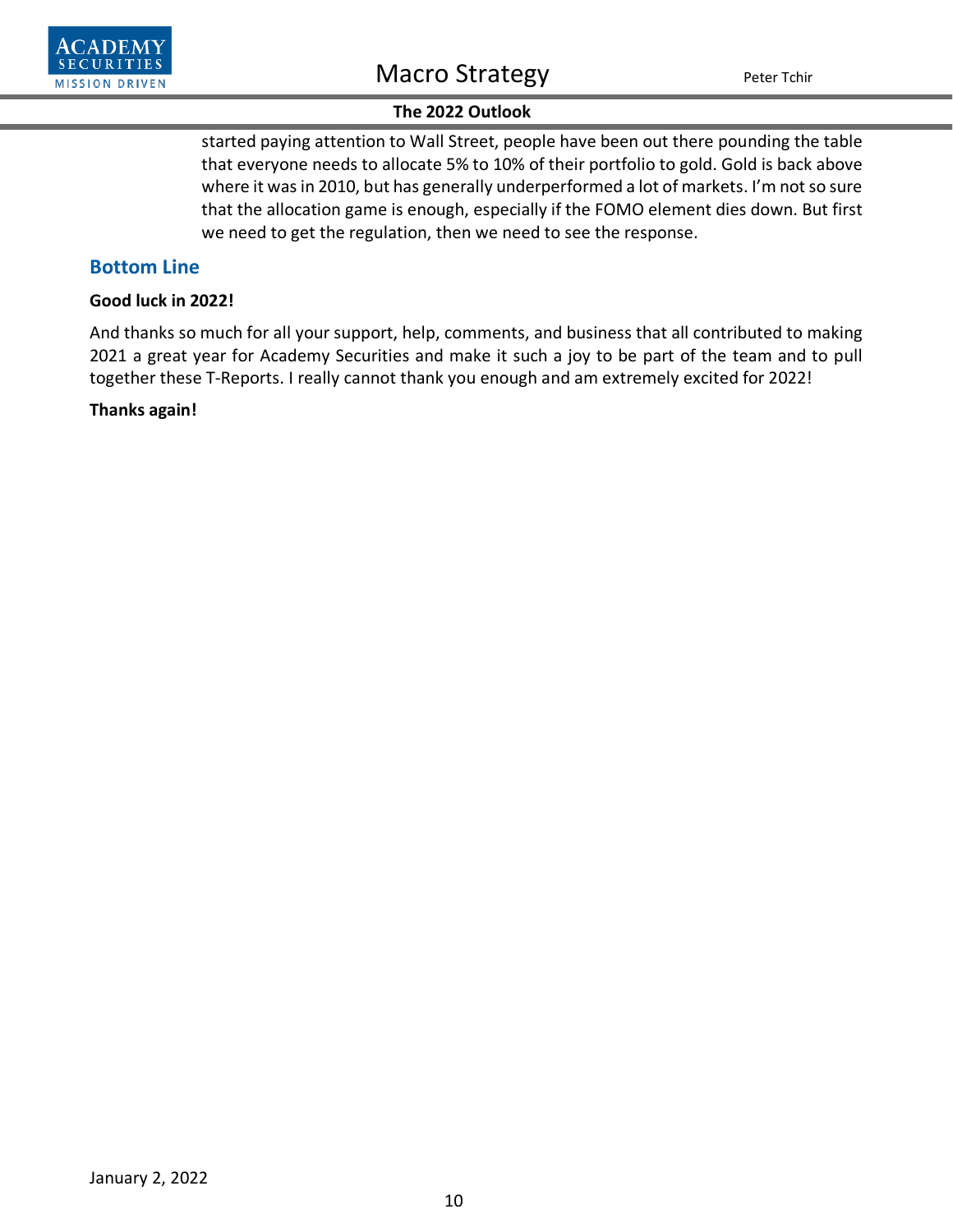started paying attention to Wall Street, people have been out there pounding the table that everyone needs to allocate 5% to 10% of their portfolio to gold. Gold is back above where it was in 2010, but has generally underperformed a lot of markets. I'm not so sure that the allocation game is enough, especially if the FOMO element dies down. But first we need to get the regulation, then we need to see the response.

## Bottom Line

**Good luck in 2022!**

And thanks so much for all your support, help, comments, and business that all contributed to making 2021 a great year for Academy Securities and make it such a joy to be part of the team and to pull together these T-Reports. I really cannot thank you enough and am extremely excited for 2022!

**Thanks again!**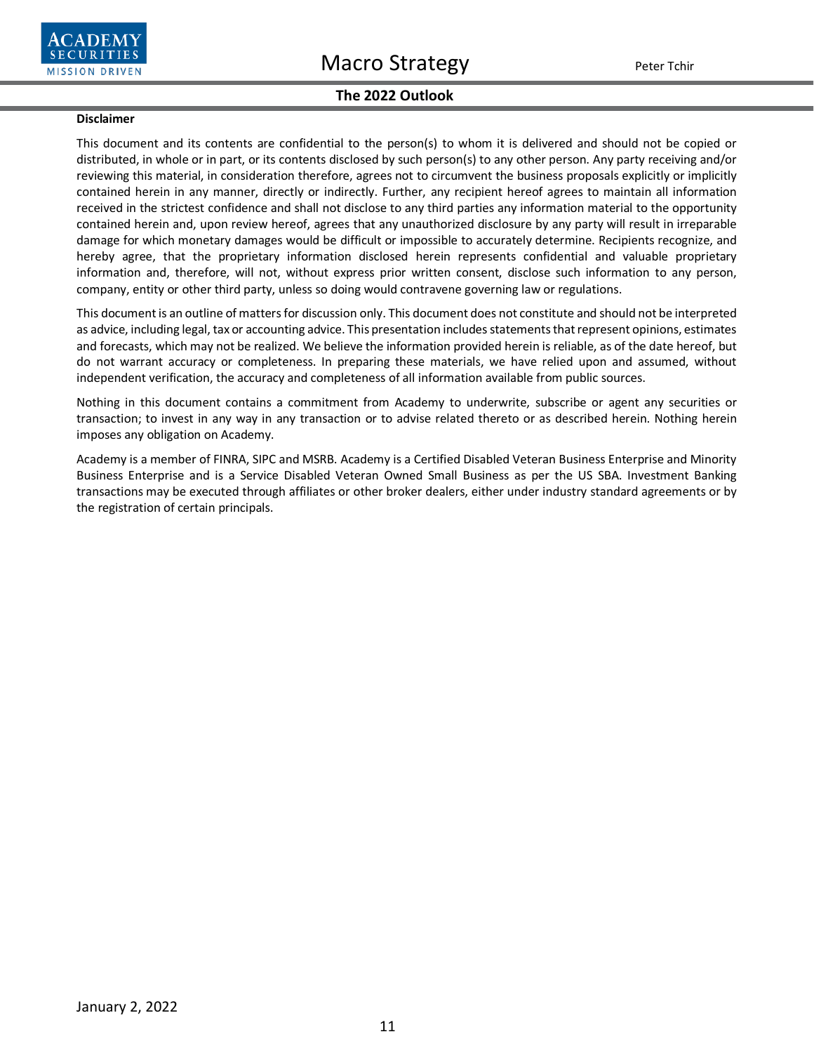**Disclaimer**

This document and its contents are confidential to the person(s) to whom it is delivered and should not be copied or distributed, in whole or in part, or its contents disclosed by such person(s) to any other person. Any party receiving and/or reviewing this material, in consideration therefore, agrees not to circumvent the business proposals explicitly or implicitly contained herein in any manner, directly or indirectly. Further, any recipient hereof agrees to maintain all information received in the strictest confidence and shall not disclose to any third parties any information material to the opportunity contained herein and, upon review hereof, agrees that any unauthorized disclosure by any party will result in irreparable damage for which monetary damages would be difficult or impossible to accurately determine. Recipients recognize, and hereby agree, that the proprietary information disclosed herein represents confidential and valuable proprietary information and, therefore, will not, without express prior written consent, disclose such information to any person, company, entity or other third party, unless so doing would contravene governing law or regulations.

This document is an outline of matters for discussion only. This document does not constitute and should not be interpreted as advice, including legal, tax or accounting advice. This presentation includes statements that represent opinions, estimates and forecasts, which may not be realized. We believe the information provided herein is reliable, as of the date hereof, but do not warrant accuracy or completeness. In preparing these materials, we have relied upon and assumed, without independent verification, the accuracy and completeness of all information available from public sources.

Nothing in this document contains a commitment from Academy to underwrite, subscribe or agent any securities or transaction; to invest in any way in any transaction or to advise related thereto or as described herein. Nothing herein imposes any obligation on Academy.

Academy is a member of FINRA, SIPC and MSRB. Academy is a Certified Disabled Veteran Business Enterprise and Minority Business Enterprise and is a Service Disabled Veteran Owned Small Business as per the US SBA. Investment Banking transactions may be executed through affiliates or other broker dealers, either under industry standard agreements or by the registration of certain principals.